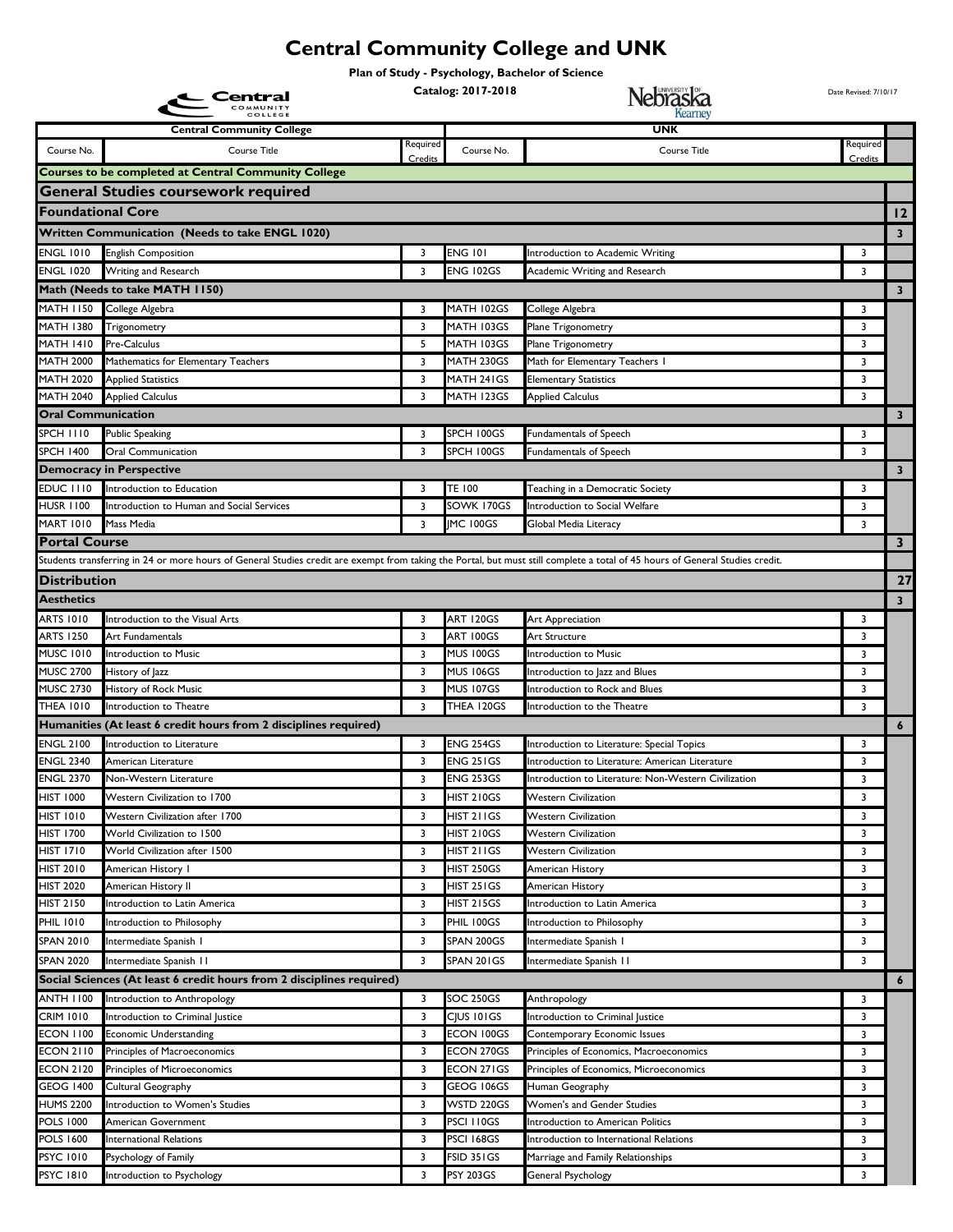# Central Community College and UNK

**Plan of Study - Psychology, Bachelor of Science**

**Catalog: 2017-2018**

Date Revised: 7/10/17

| Central Community College | | | UNK | | | |
|---|---|---|---|---|---|---|
| Course No. | Course Title | Required Credits | Course No. | Course Title | Required Credits | |
| **Courses to be completed at Central Community College** | | | | | | |
| **General Studies coursework required** | | | | | | |
| **Foundational Core** | | | | | | **12** |
| **Written Communication (Needs to take ENGL 1020)** | | | | | | **3** |
| ENGL 1010 | English Composition | 3 | ENG 101 | Introduction to Academic Writing | 3 | |
| ENGL 1020 | Writing and Research | 3 | ENG 102GS | Academic Writing and Research | 3 | |
| **Math (Needs to take MATH 1150)** | | | | | | **3** |
| MATH 1150 | College Algebra | 3 | MATH 102GS | College Algebra | 3 | |
| MATH 1380 | Trigonometry | 3 | MATH 103GS | Plane Trigonometry | 3 | |
| MATH 1410 | Pre-Calculus | 5 | MATH 103GS | Plane Trigonometry | 3 | |
| MATH 2000 | Mathematics for Elementary Teachers | 3 | MATH 230GS | Math for Elementary Teachers I | 3 | |
| MATH 2020 | Applied Statistics | 3 | MATH 241GS | Elementary Statistics | 3 | |
| MATH 2040 | Applied Calculus | 3 | MATH 123GS | Applied Calculus | 3 | |
| **Oral Communication** | | | | | | **3** |
| SPCH 1110 | Public Speaking | 3 | SPCH 100GS | Fundamentals of Speech | 3 | |
| SPCH 1400 | Oral Communication | 3 | SPCH 100GS | Fundamentals of Speech | 3 | |
| **Democracy in Perspective** | | | | | | **3** |
| EDUC 1110 | Introduction to Education | 3 | TE 100 | Teaching in a Democratic Society | 3 | |
| HUSR 1100 | Introduction to Human and Social Services | 3 | SOWK 170GS | Introduction to Social Welfare | 3 | |
| MART 1010 | Mass Media | 3 | JMC 100GS | Global Media Literacy | 3 | |
| **Portal Course** | | | | | | **3** |
| Students transferring in 24 or more hours of General Studies credit are exempt from taking the Portal, but must still complete a total of 45 hours of General Studies credit. | | | | | | |
| **Distribution** | | | | | | **27** |
| **Aesthetics** | | | | | | **3** |
| ARTS 1010 | Introduction to the Visual Arts | 3 | ART 120GS | Art Appreciation | 3 | |
| ARTS 1250 | Art Fundamentals | 3 | ART 100GS | Art Structure | 3 | |
| MUSC 1010 | Introduction to Music | 3 | MUS 100GS | Introduction to Music | 3 | |
| MUSC 2700 | History of Jazz | 3 | MUS 106GS | Introduction to Jazz and Blues | 3 | |
| MUSC 2730 | History of Rock Music | 3 | MUS 107GS | Introduction to Rock and Blues | 3 | |
| THEA 1010 | Introduction to Theatre | 3 | THEA 120GS | Introduction to the Theatre | 3 | |
| **Humanities (At least 6 credit hours from 2 disciplines required)** | | | | | | **6** |
| ENGL 2100 | Introduction to Literature | 3 | ENG 254GS | Introduction to Literature: Special Topics | 3 | |
| ENGL 2340 | American Literature | 3 | ENG 251GS | Introduction to Literature: American Literature | 3 | |
| ENGL 2370 | Non-Western Literature | 3 | ENG 253GS | Introduction to Literature: Non-Western Civilization | 3 | |
| HIST 1000 | Western Civilization to 1700 | 3 | HIST 210GS | Western Civilization | 3 | |
| HIST 1010 | Western Civilization after 1700 | 3 | HIST 211GS | Western Civilization | 3 | |
| HIST 1700 | World Civilization to 1500 | 3 | HIST 210GS | Western Civilization | 3 | |
| HIST 1710 | World Civilization after 1500 | 3 | HIST 211GS | Western Civilization | 3 | |
| HIST 2010 | American History I | 3 | HIST 250GS | American History | 3 | |
| HIST 2020 | American History II | 3 | HIST 251GS | American History | 3 | |
| HIST 2150 | Introduction to Latin America | 3 | HIST 215GS | Introduction to Latin America | 3 | |
| PHIL 1010 | Introduction to Philosophy | 3 | PHIL 100GS | Introduction to Philosophy | 3 | |
| SPAN 2010 | Intermediate Spanish I | 3 | SPAN 200GS | Intermediate Spanish I | 3 | |
| SPAN 2020 | Intermediate Spanish II | 3 | SPAN 201GS | Intermediate Spanish II | 3 | |
| **Social Sciences (At least 6 credit hours from 2 disciplines required)** | | | | | | **6** |
| ANTH 1100 | Introduction to Anthropology | 3 | SOC 250GS | Anthropology | 3 | |
| CRIM 1010 | Introduction to Criminal Justice | 3 | CJUS 101GS | Introduction to Criminal Justice | 3 | |
| ECON 1100 | Economic Understanding | 3 | ECON 100GS | Contemporary Economic Issues | 3 | |
| ECON 2110 | Principles of Macroeconomics | 3 | ECON 270GS | Principles of Economics, Macroeconomics | 3 | |
| ECON 2120 | Principles of Microeconomics | 3 | ECON 271GS | Principles of Economics, Microeconomics | 3 | |
| GEOG 1400 | Cultural Geography | 3 | GEOG 106GS | Human Geography | 3 | |
| HUMS 2200 | Introduction to Women's Studies | 3 | WSTD 220GS | Women's and Gender Studies | 3 | |
| POLS 1000 | American Government | 3 | PSCI 110GS | Introduction to American Politics | 3 | |
| POLS 1600 | International Relations | 3 | PSCI 168GS | Introduction to International Relations | 3 | |
| PSYC 1010 | Psychology of Family | 3 | FSID 351GS | Marriage and Family Relationships | 3 | |
| PSYC 1810 | Introduction to Psychology | 3 | PSY 203GS | General Psychology | 3 | |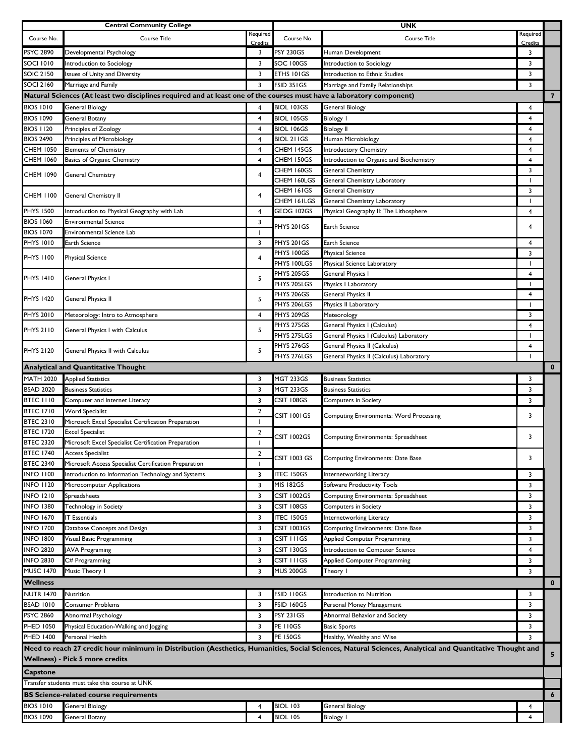| Central Community College | | | UNK | | | |
|---|---|---|---|---|---|---|
| Course No. | Course Title | Required Credits | Course No. | Course Title | Required Credits | |
| PSYC 2890 | Developmental Psychology | 3 | PSY 230GS | Human Development | 3 | |
| SOCI 1010 | Introduction to Sociology | 3 | SOC 100GS | Introduction to Sociology | 3 | |
| SOIC 2150 | Issues of Unity and Diversity | 3 | ETHS 101GS | Introduction to Ethnic Studies | 3 | |
| SOCI 2160 | Marriage and Family | 3 | FSID 351GS | Marriage and Family Relationships | 3 | |
| **Natural Sciences (At least two disciplines required and at least one of the courses must have a laboratory component)** | | | | | | **7** |
| BIOS 1010 | General Biology | 4 | BIOL 103GS | General Biology | 4 | |
| BIOS 1090 | General Botany | 4 | BIOL 105GS | Biology I | 4 | |
| BIOS 1120 | Principles of Zoology | 4 | BIOL 106GS | Biology II | 4 | |
| BIOS 2490 | Principles of Microbiology | 4 | BIOL 211GS | Human Microbiology | 4 | |
| CHEM 1050 | Elements of Chemistry | 4 | CHEM 145GS | Introductory Chemistry | 4 | |
| CHEM 1060 | Basics of Organic Chemistry | 4 | CHEM 150GS | Introduction to Organic and Biochemistry | 4 | |
| CHEM 1090 | General Chemistry | 4 | CHEM 160GS | General Chemistry | 3 | |
| | | | CHEM 160LGS | General Chemistry Laboratory | 1 | |
| CHEM 1100 | General Chemistry II | 4 | CHEM 161GS | General Chemistry | 3 | |
| | | | CHEM 161LGS | General Chemistry Laboratory | 1 | |
| PHYS 1500 | Introduction to Physical Geography with Lab | 4 | GEOG 102GS | Physical Geography II: The Lithosphere | 4 | |
| BIOS 1060 | Environmental Science | 3 | PHYS 201GS | Earth Science | 4 | |
| BIOS 1070 | Environmental Science Lab | 1 | | | | |
| PHYS 1010 | Earth Science | 3 | PHYS 201GS | Earth Science | 4 | |
| PHYS 1100 | Physical Science | 4 | PHYS 100GS | Physical Science | 3 | |
| | | | PHYS 100LGS | Physical Science Laboratory | 1 | |
| PHYS 1410 | General Physics I | 5 | PHYS 205GS | General Physics I | 4 | |
| | | | PHYS 205LGS | Physics I Laboratory | 1 | |
| PHYS 1420 | General Physics II | 5 | PHYS 206GS | General Physics II | 4 | |
| | | | PHYS 206LGS | Physics II Laboratory | 1 | |
| PHYS 2010 | Meteorology: Intro to Atmosphere | 4 | PHYS 209GS | Meteorology | 3 | |
| PHYS 2110 | General Physics I with Calculus | 5 | PHYS 275GS | General Physics I (Calculus) | 4 | |
| | | | PHYS 275LGS | General Physics I (Calculus) Laboratory | 1 | |
| PHYS 2120 | General Physics II with Calculus | 5 | PHYS 276GS | General Physics II (Calculus) | 4 | |
| | | | PHYS 276LGS | General Physics II (Calculus) Laboratory | 1 | |
| **Analytical and Quantitative Thought** | | | | | | **0** |
| MATH 2020 | Applied Statistics | 3 | MGT 233GS | Business Statistics | 3 | |
| BSAD 2020 | Business Statistics | 3 | MGT 233GS | Business Statistics | 3 | |
| BTEC 1110 | Computer and Internet Literacy | 3 | CSIT 108GS | Computers in Society | 3 | |
| BTEC 1710 | Word Specialist | 2 | CSIT 1001GS | Computing Environments: Word Processing | 3 | |
| BTEC 2310 | Microsoft Excel Specialist Certification Preparation | 1 | | | | |
| BTEC 1720 | Excel Specialist | 2 | CSIT 1002GS | Computing Environments: Spreadsheet | 3 | |
| BTEC 2320 | Microsoft Excel Specialist Certification Preparation | 1 | | | | |
| BTEC 1740 | Access Specialist | 2 | CSIT 1003 GS | Computing Environments: Date Base | 3 | |
| BTEC 2340 | Microsoft Access Specialist Certification Preparation | 1 | | | | |
| INFO 1100 | Introduction to Information Technology and Systems | 3 | ITEC 150GS | Internetworking Literacy | 3 | |
| INFO 1120 | Microcomputer Applications | 3 | MIS 182GS | Software Productivity Tools | 3 | |
| INFO 1210 | Spreadsheets | 3 | CSIT 1002GS | Computing Environments: Spreadsheet | 3 | |
| INFO 1380 | Technology in Society | 3 | CSIT 108GS | Computers in Society | 3 | |
| INFO 1670 | IT Essentials | 3 | ITEC 150GS | Internetworking Literacy | 3 | |
| INFO 1700 | Database Concepts and Design | 3 | CSIT 1003GS | Computing Environments: Date Base | 3 | |
| INFO 1800 | Visual Basic Programming | 3 | CSIT 111GS | Applied Computer Programming | 3 | |
| INFO 2820 | JAVA Programing | 3 | CSIT 130GS | Introduction to Computer Science | 4 | |
| INFO 2830 | C# Programming | 3 | CSIT 111GS | Applied Computer Programming | 3 | |
| MUSC 1470 | Music Theory I | 3 | MUS 200GS | Theory I | 3 | |
| **Wellness** | | | | | | **0** |
| NUTR 1470 | Nutrition | 3 | FSID 110GS | Introduction to Nutrition | 3 | |
| BSAD 1010 | Consumer Problems | 3 | FSID 160GS | Personal Money Management | 3 | |
| PSYC 2860 | Abnormal Psychology | 3 | PSY 231GS | Abnormal Behavior and Society | 3 | |
| PHED 1050 | Physical Education-Walking and Jogging | 3 | PE 110GS | Basic Sports | 3 | |
| PHED 1400 | Personal Health | 3 | PE 150GS | Healthy, Wealthy and Wise | 3 | |
| **Need to reach 27 credit hour minimum in Distribution (Aesthetics, Humanities, Social Sciences, Natural Sciences, Analytical and Quantitative Thought and Wellness) - Pick 5 more credits** | | | | | | **5** |
| **Capstone** | | | | | | |
| Transfer students must take this course at UNK | | | | | | |
| **BS Science-related course requirements** | | | | | | **6** |
| BIOS 1010 | General Biology | 4 | BIOL 103 | General Biology | 4 | |
| BIOS 1090 | General Botany | 4 | BIOL 105 | Biology I | 4 | |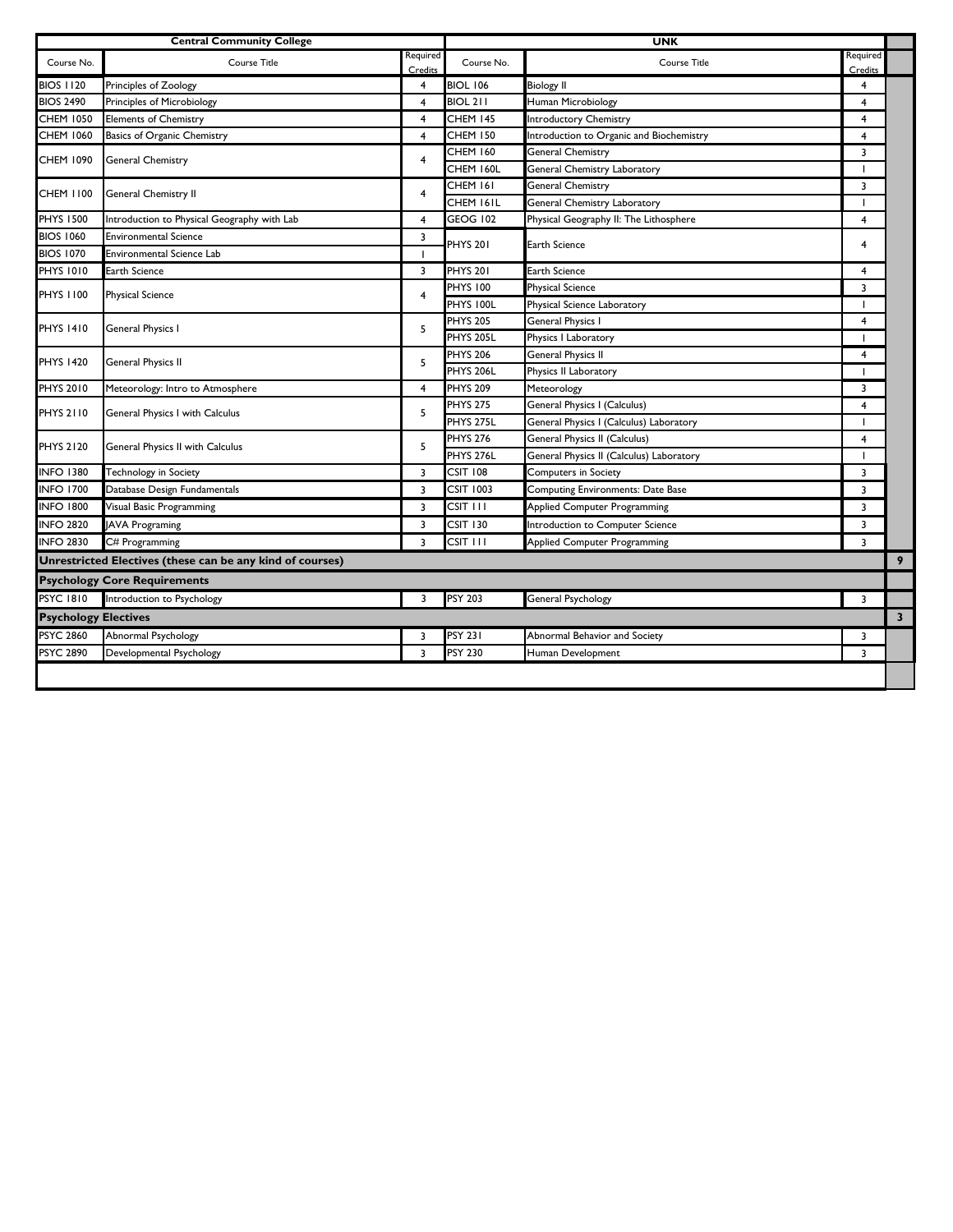| Central Community College | | | UNK | | | |
|---|---|---|---|---|---|---|
| Course No. | Course Title | Required Credits | Course No. | Course Title | Required Credits | |
| BIOS 1120 | Principles of Zoology | 4 | BIOL 106 | Biology II | 4 | |
| BIOS 2490 | Principles of Microbiology | 4 | BIOL 211 | Human Microbiology | 4 | |
| CHEM 1050 | Elements of Chemistry | 4 | CHEM 145 | Introductory Chemistry | 4 | |
| CHEM 1060 | Basics of Organic Chemistry | 4 | CHEM 150 | Introduction to Organic and Biochemistry | 4 | |
| CHEM 1090 | General Chemistry | 4 | CHEM 160 | General Chemistry | 3 | |
| | | | CHEM 160L | General Chemistry Laboratory | 1 | |
| CHEM 1100 | General Chemistry II | 4 | CHEM 161 | General Chemistry | 3 | |
| | | | CHEM 161L | General Chemistry Laboratory | 1 | |
| PHYS 1500 | Introduction to Physical Geography with Lab | 4 | GEOG 102 | Physical Geography II: The Lithosphere | 4 | |
| BIOS 1060 | Environmental Science | 3 | PHYS 201 | Earth Science | 4 | |
| BIOS 1070 | Environmental Science Lab | 1 | | | | |
| PHYS 1010 | Earth Science | 3 | PHYS 201 | Earth Science | 4 | |
| PHYS 1100 | Physical Science | 4 | PHYS 100 | Physical Science | 3 | |
| | | | PHYS 100L | Physical Science Laboratory | 1 | |
| PHYS 1410 | General Physics I | 5 | PHYS 205 | General Physics I | 4 | |
| | | | PHYS 205L | Physics I Laboratory | 1 | |
| PHYS 1420 | General Physics II | 5 | PHYS 206 | General Physics II | 4 | |
| | | | PHYS 206L | Physics II Laboratory | 1 | |
| PHYS 2010 | Meteorology: Intro to Atmosphere | 4 | PHYS 209 | Meteorology | 3 | |
| PHYS 2110 | General Physics I with Calculus | 5 | PHYS 275 | General Physics I (Calculus) | 4 | |
| | | | PHYS 275L | General Physics I (Calculus) Laboratory | 1 | |
| PHYS 2120 | General Physics II with Calculus | 5 | PHYS 276 | General Physics II (Calculus) | 4 | |
| | | | PHYS 276L | General Physics II (Calculus) Laboratory | 1 | |
| INFO 1380 | Technology in Society | 3 | CSIT 108 | Computers in Society | 3 | |
| INFO 1700 | Database Design Fundamentals | 3 | CSIT 1003 | Computing Environments: Date Base | 3 | |
| INFO 1800 | Visual Basic Programming | 3 | CSIT 111 | Applied Computer Programming | 3 | |
| INFO 2820 | JAVA Programing | 3 | CSIT 130 | Introduction to Computer Science | 3 | |
| INFO 2830 | C# Programming | 3 | CSIT 111 | Applied Computer Programming | 3 | |
| **Unrestricted Electives (these can be any kind of courses)** | | | | | | **9** |
| **Psychology Core Requirements** | | | | | | |
| PSYC 1810 | Introduction to Psychology | 3 | PSY 203 | General Psychology | 3 | |
| **Psychology Electives** | | | | | | **3** |
| PSYC 2860 | Abnormal Psychology | 3 | PSY 231 | Abnormal Behavior and Society | 3 | |
| PSYC 2890 | Developmental Psychology | 3 | PSY 230 | Human Development | 3 | |